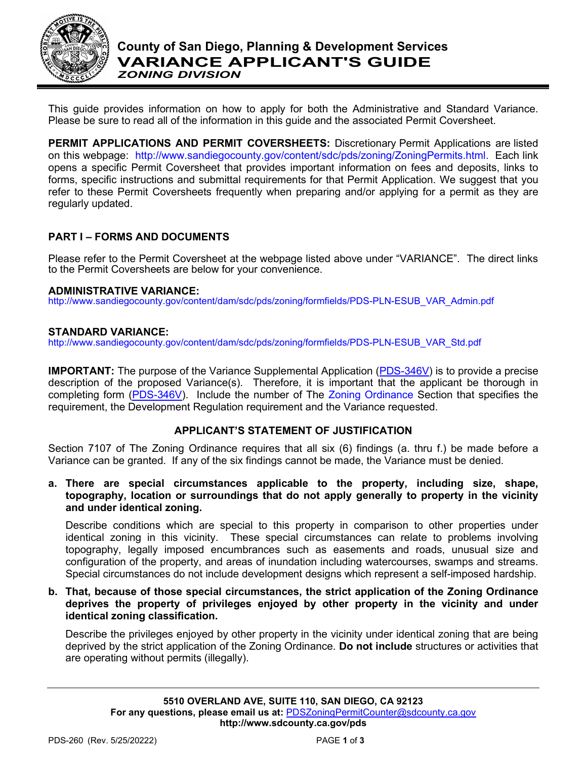# County of San Diego, Planning & Development Services
# VARIANCE APPLICANT'S GUIDE
## *ZONING DIVISION*

This guide provides information on how to apply for both the Administrative and Standard Variance. Please be sure to read all of the information in this guide and the associated Permit Coversheet.

**PERMIT APPLICATIONS AND PERMIT COVERSHEETS:** Discretionary Permit Applications are listed on this webpage: http://www.sandiegocounty.gov/content/sdc/pds/zoning/ZoningPermits.html. Each link opens a specific Permit Coversheet that provides important information on fees and deposits, links to forms, specific instructions and submittal requirements for that Permit Application. We suggest that you refer to these Permit Coversheets frequently when preparing and/or applying for a permit as they are regularly updated.

### PART I – FORMS AND DOCUMENTS

Please refer to the Permit Coversheet at the webpage listed above under "VARIANCE". The direct links to the Permit Coversheets are below for your convenience.

**ADMINISTRATIVE VARIANCE:**
http://www.sandiegocounty.gov/content/dam/sdc/pds/zoning/formfields/PDS-PLN-ESUB_VAR_Admin.pdf

**STANDARD VARIANCE:**
http://www.sandiegocounty.gov/content/dam/sdc/pds/zoning/formfields/PDS-PLN-ESUB_VAR_Std.pdf

**IMPORTANT:** The purpose of the Variance Supplemental Application (PDS-346V) is to provide a precise description of the proposed Variance(s). Therefore, it is important that the applicant be thorough in completing form (PDS-346V). Include the number of The Zoning Ordinance Section that specifies the requirement, the Development Regulation requirement and the Variance requested.

### APPLICANT'S STATEMENT OF JUSTIFICATION

Section 7107 of The Zoning Ordinance requires that all six (6) findings (a. thru f.) be made before a Variance can be granted. If any of the six findings cannot be made, the Variance must be denied.

**a. There are special circumstances applicable to the property, including size, shape, topography, location or surroundings that do not apply generally to property in the vicinity and under identical zoning.**

Describe conditions which are special to this property in comparison to other properties under identical zoning in this vicinity. These special circumstances can relate to problems involving topography, legally imposed encumbrances such as easements and roads, unusual size and configuration of the property, and areas of inundation including watercourses, swamps and streams. Special circumstances do not include development designs which represent a self-imposed hardship.

**b. That, because of those special circumstances, the strict application of the Zoning Ordinance deprives the property of privileges enjoyed by other property in the vicinity and under identical zoning classification.**

Describe the privileges enjoyed by other property in the vicinity under identical zoning that are being deprived by the strict application of the Zoning Ordinance. **Do not include** structures or activities that are operating without permits (illegally).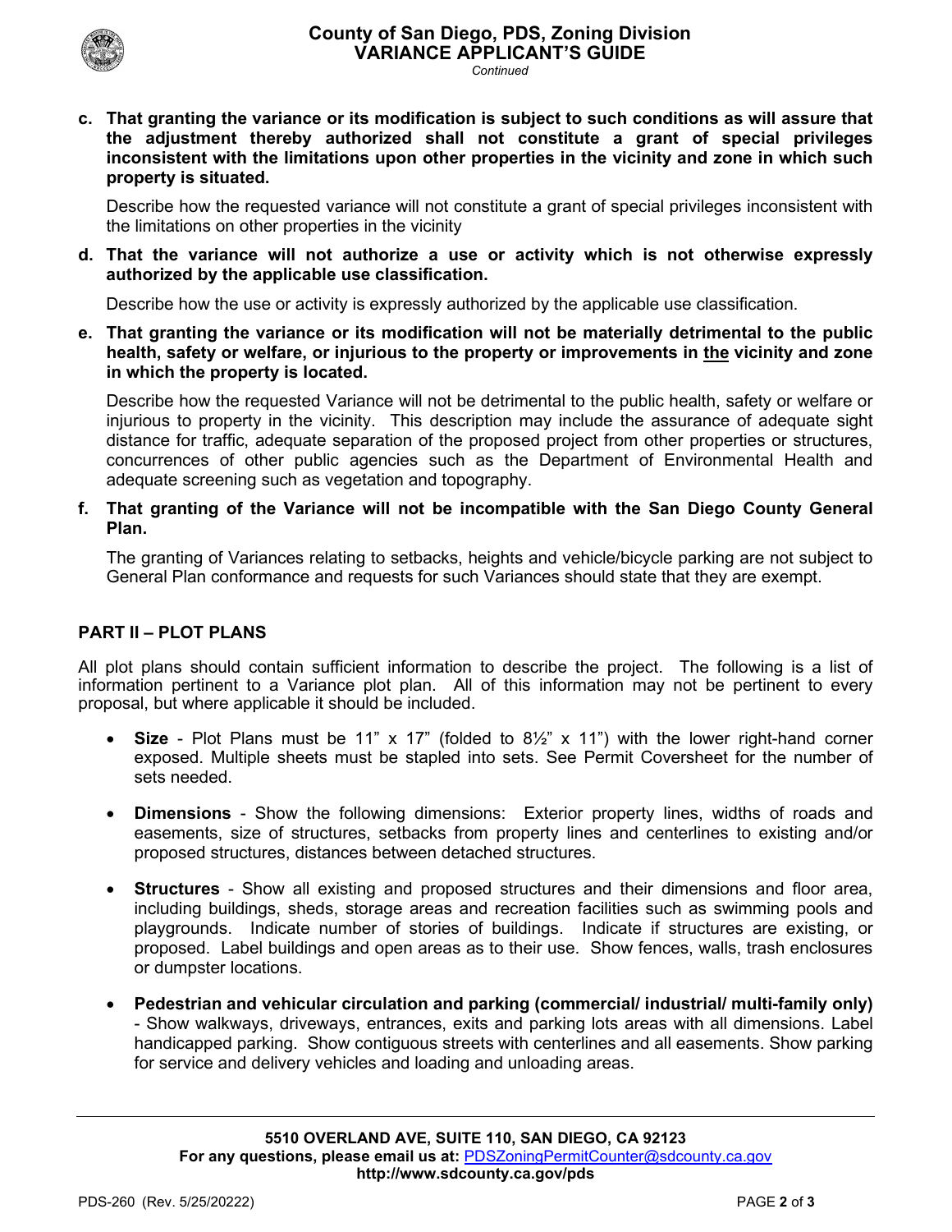**c. That granting the variance or its modification is subject to such conditions as will assure that the adjustment thereby authorized shall not constitute a grant of special privileges inconsistent with the limitations upon other properties in the vicinity and zone in which such property is situated.**

Describe how the requested variance will not constitute a grant of special privileges inconsistent with the limitations on other properties in the vicinity

**d. That the variance will not authorize a use or activity which is not otherwise expressly authorized by the applicable use classification.**

Describe how the use or activity is expressly authorized by the applicable use classification.

**e. That granting the variance or its modification will not be materially detrimental to the public health, safety or welfare, or injurious to the property or improvements in the vicinity and zone in which the property is located.**

Describe how the requested Variance will not be detrimental to the public health, safety or welfare or injurious to property in the vicinity. This description may include the assurance of adequate sight distance for traffic, adequate separation of the proposed project from other properties or structures, concurrences of other public agencies such as the Department of Environmental Health and adequate screening such as vegetation and topography.

**f. That granting of the Variance will not be incompatible with the San Diego County General Plan.**

The granting of Variances relating to setbacks, heights and vehicle/bicycle parking are not subject to General Plan conformance and requests for such Variances should state that they are exempt.

## PART II – PLOT PLANS

All plot plans should contain sufficient information to describe the project. The following is a list of information pertinent to a Variance plot plan. All of this information may not be pertinent to every proposal, but where applicable it should be included.

- **Size** - Plot Plans must be 11" x 17" (folded to 8½" x 11") with the lower right-hand corner exposed. Multiple sheets must be stapled into sets. See Permit Coversheet for the number of sets needed.
- **Dimensions** - Show the following dimensions: Exterior property lines, widths of roads and easements, size of structures, setbacks from property lines and centerlines to existing and/or proposed structures, distances between detached structures.
- **Structures** - Show all existing and proposed structures and their dimensions and floor area, including buildings, sheds, storage areas and recreation facilities such as swimming pools and playgrounds. Indicate number of stories of buildings. Indicate if structures are existing, or proposed. Label buildings and open areas as to their use. Show fences, walls, trash enclosures or dumpster locations.
- **Pedestrian and vehicular circulation and parking (commercial/ industrial/ multi-family only)** - Show walkways, driveways, entrances, exits and parking lots areas with all dimensions. Label handicapped parking. Show contiguous streets with centerlines and all easements. Show parking for service and delivery vehicles and loading and unloading areas.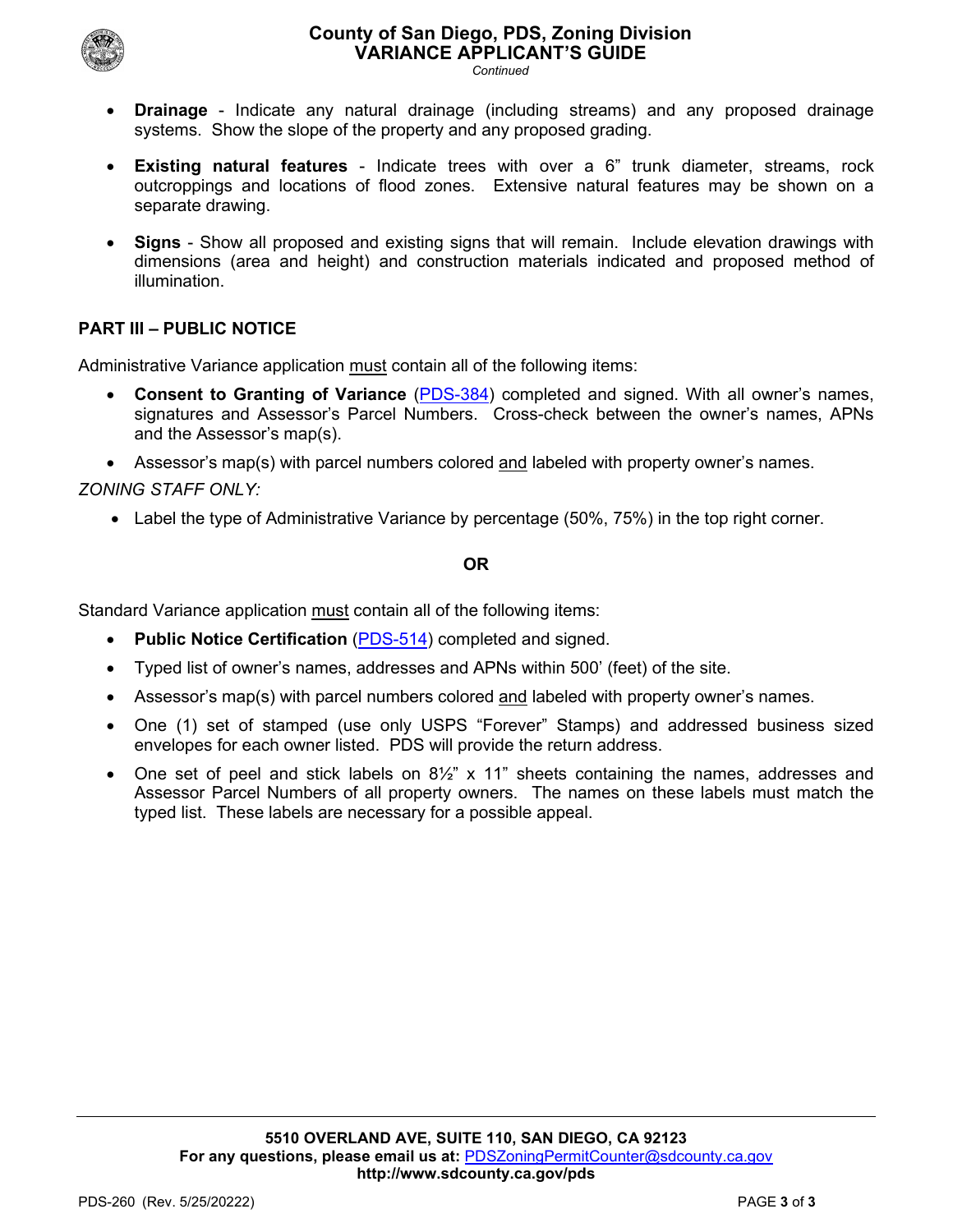- **Drainage** - Indicate any natural drainage (including streams) and any proposed drainage systems. Show the slope of the property and any proposed grading.

- **Existing natural features** - Indicate trees with over a 6" trunk diameter, streams, rock outcroppings and locations of flood zones. Extensive natural features may be shown on a separate drawing.

- **Signs** - Show all proposed and existing signs that will remain. Include elevation drawings with dimensions (area and height) and construction materials indicated and proposed method of illumination.

## PART III – PUBLIC NOTICE

Administrative Variance application must contain all of the following items:

- **Consent to Granting of Variance** (PDS-384) completed and signed. With all owner's names, signatures and Assessor's Parcel Numbers. Cross-check between the owner's names, APNs and the Assessor's map(s).
- Assessor's map(s) with parcel numbers colored and labeled with property owner's names.

*ZONING STAFF ONLY:*

- Label the type of Administrative Variance by percentage (50%, 75%) in the top right corner.

**OR**

Standard Variance application must contain all of the following items:

- **Public Notice Certification** (PDS-514) completed and signed.
- Typed list of owner's names, addresses and APNs within 500' (feet) of the site.
- Assessor's map(s) with parcel numbers colored and labeled with property owner's names.
- One (1) set of stamped (use only USPS "Forever" Stamps) and addressed business sized envelopes for each owner listed. PDS will provide the return address.
- One set of peel and stick labels on 8½" x 11" sheets containing the names, addresses and Assessor Parcel Numbers of all property owners. The names on these labels must match the typed list. These labels are necessary for a possible appeal.

**5510 OVERLAND AVE, SUITE 110, SAN DIEGO, CA 92123**
**For any questions, please email us at:** PDSZoningPermitCounter@sdcounty.ca.gov
**http://www.sdcounty.ca.gov/pds**

PDS-260 (Rev. 5/25/20222)